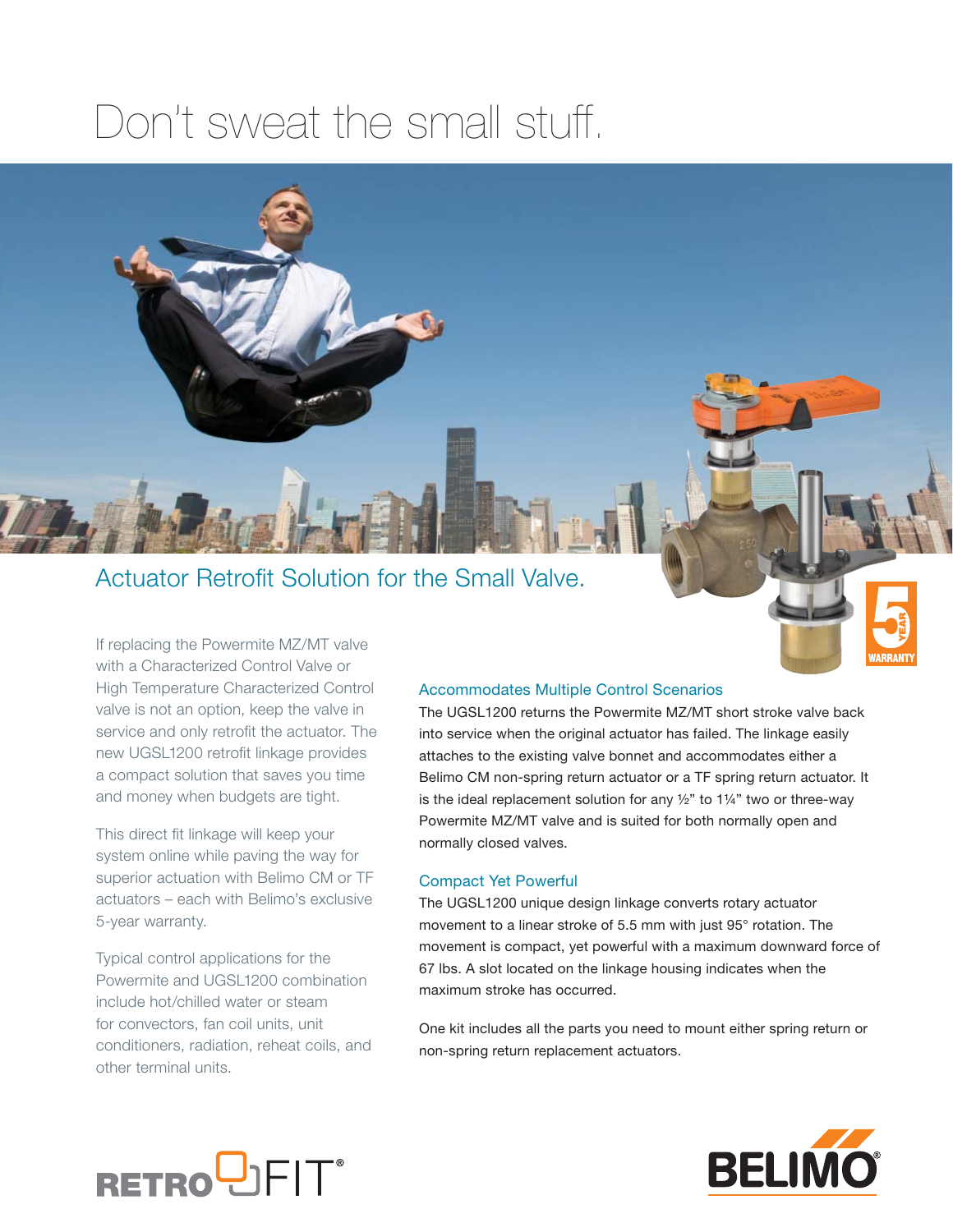# Don't sweat the small stuff.

## Actuator Retrofit Solution for the Small Valve.

If replacing the Powermite MZ/MT valve with a Characterized Control Valve or High Temperature Characterized Control valve is not an option, keep the valve in service and only retrofit the actuator. The new UGSL1200 retrofit linkage provides a compact solution that saves you time and money when budgets are tight.

This direct fit linkage will keep your system online while paving the way for superior actuation with Belimo CM or TF actuators – each with Belimo's exclusive 5-year warranty.

Typical control applications for the Powermite and UGSL1200 combination include hot/chilled water or steam for convectors, fan coil units, unit conditioners, radiation, reheat coils, and other terminal units.

### Accommodates Multiple Control Scenarios

The UGSL1200 returns the Powermite MZ/MT short stroke valve back into service when the original actuator has failed. The linkage easily attaches to the existing valve bonnet and accommodates either a Belimo CM non-spring return actuator or a TF spring return actuator. It is the ideal replacement solution for any ½" to 1¼" two or three-way Powermite MZ/MT valve and is suited for both normally open and normally closed valves.

### Compact Yet Powerful

The UGSL1200 unique design linkage converts rotary actuator movement to a linear stroke of 5.5 mm with just 95° rotation. The movement is compact, yet powerful with a maximum downward force of 67 lbs. A slot located on the linkage housing indicates when the maximum stroke has occurred.

One kit includes all the parts you need to mount either spring return or non-spring return replacement actuators.

5 YEAR WARRANTY

RETROFIT®

BELIMO®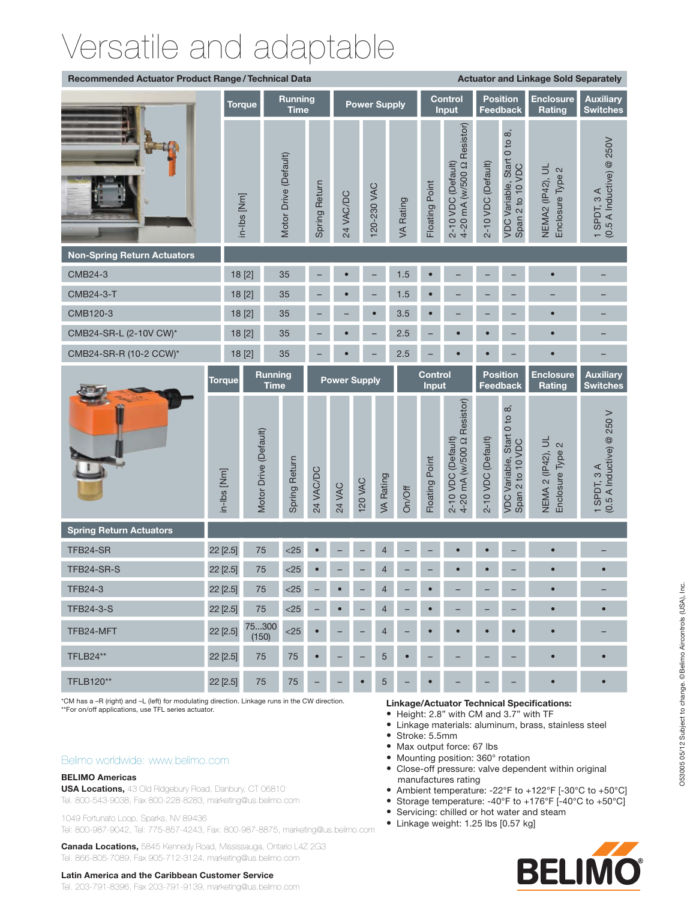# Versatile and adaptable

**Recommended Actuator Product Range / Technical Data** — **Actuator and Linkage Sold Separately**

| | Torque | Running Time | | Power Supply | | | Control Input | | Position Feedback | | Enclosure Rating | Auxiliary Switches |
|---|---|---|---|---|---|---|---|---|---|---|---|---|
| | in-lbs [Nm] | Motor Drive (Default) | Spring Return | 24 VAC/DC | 120-230 VAC | VA Rating | Floating Point | 2-10 VDC (Default) 4-20 mA (w/500 Ω Resistor) | 2-10 VDC (Default) | VDC Variable, Start 0 to 8, Span 2 to 10 VDC | NEMA2 (IP42), UL Enclosure Type 2 | 1 SPDT, 3 A (0.5 A Inductive) @ 250V |
| **Non-Spring Return Actuators** | | | | | | | | | | | | |
| CMB24-3 | 18 [2] | 35 | – | • | – | 1.5 | • | – | – | – | • | – |
| CMB24-3-T | 18 [2] | 35 | – | • | – | 1.5 | • | – | – | – | – | – |
| CMB120-3 | 18 [2] | 35 | – | – | • | 3.5 | • | – | – | – | • | – |
| CMB24-SR-L (2-10V CW)* | 18 [2] | 35 | – | • | – | 2.5 | – | • | • | – | • | – |
| CMB24-SR-R (10-2 CCW)* | 18 [2] | 35 | – | • | – | 2.5 | – | • | • | – | • | – |

| | Torque | Running Time | | Power Supply | | | | Control Input | | | Position Feedback | | Enclosure Rating | Auxiliary Switches |
|---|---|---|---|---|---|---|---|---|---|---|---|---|---|---|
| | in-lbs [Nm] | Motor Drive (Default) | Spring Return | 24 VAC/DC | 24 VAC | 120 VAC | VA Rating | On/Off | Floating Point | 2-10 VDC (Default) 4-20 mA (w/500 Ω Resistor) | 2-10 VDC (Default) | VDC Variable, Start 0 to 8, Span 2 to 10 VDC | NEMA 2 (IP42), UL Enclosure Type 2 | 1 SPDT, 3 A (0.5 A Inductive) @ 250 V |
| **Spring Return Actuators** | | | | | | | | | | | | | | |
| TFB24-SR | 22 [2.5] | 75 | <25 | • | – | – | 4 | – | – | • | • | – | • | – |
| TFB24-SR-S | 22 [2.5] | 75 | <25 | • | – | – | 4 | – | – | • | • | – | • | • |
| TFB24-3 | 22 [2.5] | 75 | <25 | – | • | – | 4 | – | • | – | – | – | • | – |
| TFB24-3-S | 22 [2.5] | 75 | <25 | – | • | – | 4 | – | • | – | – | – | • | • |
| TFB24-MFT | 22 [2.5] | 75...300 (150) | <25 | • | – | – | 4 | – | • | • | • | • | • | – |
| TFLB24** | 22 [2.5] | 75 | 75 | • | – | – | 5 | • | – | – | – | – | • | • |
| TFLB120** | 22 [2.5] | 75 | 75 | – | – | • | 5 | – | • | – | – | – | • | • |

*CM has a –R (right) and –L (left) for modulating direction. Linkage runs in the CW direction.
**For on/off applications, use TFL series actuator.

**Linkage/Actuator Technical Specifications:**

- Height: 2.8" with CM and 3.7" with TF
- Linkage materials: aluminum, brass, stainless steel
- Stroke: 5.5mm
- Max output force: 67 lbs
- Mounting position: 360° rotation
- Close-off pressure: valve dependent within original manufactures rating
- Ambient temperature: -22°F to +122°F [-30°C to +50°C]
- Storage temperature: -40°F to +176°F [-40°C to +50°C]
- Servicing: chilled or hot water and steam
- Linkage weight: 1.25 lbs [0.57 kg]

Belimo worldwide: www.belimo.com

**BELIMO Americas**
**USA Locations,** 43 Old Ridgebury Road, Danbury, CT 06810
Tel. 800-543-9038, Fax 800-228-8283, marketing@us.belimo.com

1049 Fortunato Loop, Sparks, NV 89436
Tel. 800-987-9042, Tel: 775-857-4243, Fax: 800-987-8875, marketing@us.belimo.com

**Canada Locations,** 5845 Kennedy Road, Mississauga, Ontario L4Z 2G3
Tel. 866-805-7089, Fax 905-712-3124, marketing@us.belimo.com

**Latin America and the Caribbean Customer Service**
Tel. 203-791-8396, Fax 203-791-9139, marketing@us.belimo.com

BELIMO

O53005 05/12 Subject to change. ©Belimo Aircontrols (USA), Inc.